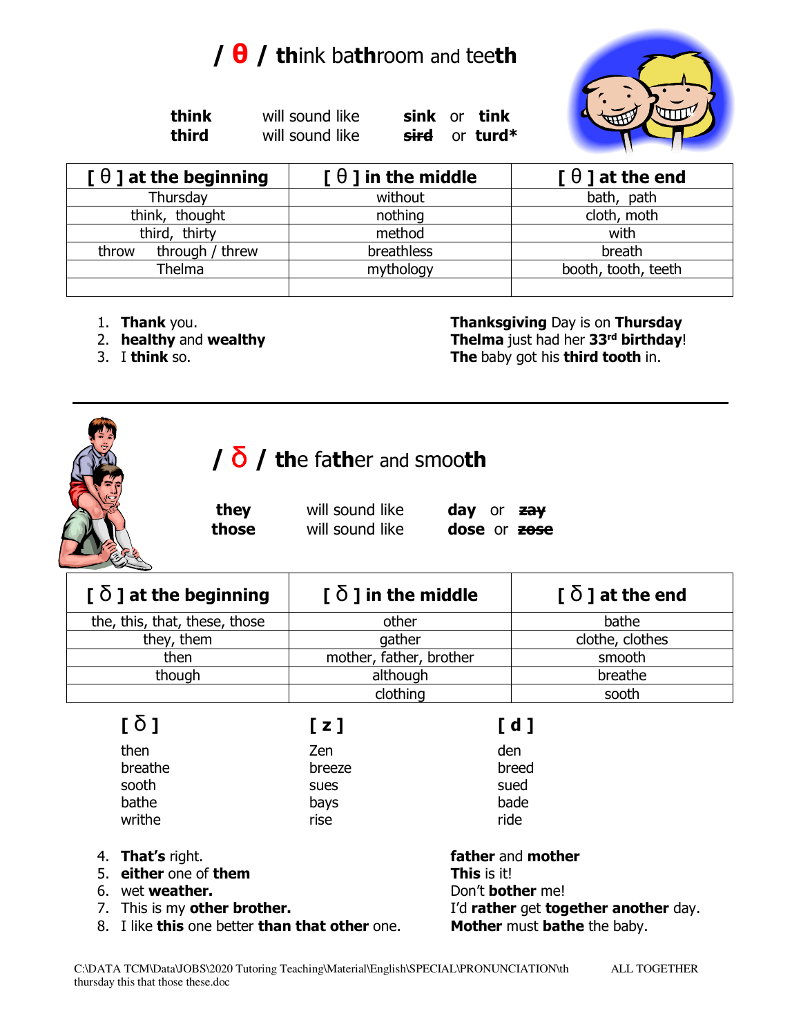# / θ / **th**ink ba**th**room and tee**th**

| | | |
|---|---|---|
| **think** | will sound like | **sink** or **tink** |
| **third** | will sound like | ~~**sird**~~ or **turd*** |

| [ θ ] at the beginning | [ θ ] in the middle | [ θ ] at the end |
|---|---|---|
| Thursday | without | bath, path |
| think, thought | nothing | cloth, moth |
| third, thirty | method | with |
| throw through / threw | breathless | breath |
| Thelma | mythology | booth, tooth, teeth |
| | | |

1. **Thank** you.
2. **healthy** and **wealthy**
3. I **think** so.

**Thanksgiving** Day is on **Thursday**
**Thelma** just had her **33rd birthday**!
**The** baby got his **third tooth** in.

---

# / ð / **th**e fa**th**er and smoo**th**

| | | |
|---|---|---|
| **they** | will sound like | **day** or ~~**zay**~~ |
| **those** | will sound like | **dose** or ~~**zose**~~ |

| [ ð ] at the beginning | [ ð ] in the middle | [ ð ] at the end |
|---|---|---|
| the, this, that, these, those | other | bathe |
| they, them | gather | clothe, clothes |
| then | mother, father, brother | smooth |
| though | although | breathe |
| | clothing | sooth |

| [ ð ] | [ z ] | [ d ] |
|---|---|---|
| then | Zen | den |
| breathe | breeze | breed |
| sooth | sues | sued |
| bathe | bays | bade |
| writhe | rise | ride |

4. **That's** right.
5. **either** one of **them**
6. wet **weather.**
7. This is my **other brother.**
8. I like **this** one better **than that other** one.

**father** and **mother**
**This** is it!
Don't **bother** me!
I'd **rather** get **together another** day.
**Mother** must **bathe** the baby.

C:\DATA TCM\Data\JOBS\2020 Tutoring Teaching\Material\English\SPECIAL\PRONUNCIATION\th thursday this that those these.doc ALL TOGETHER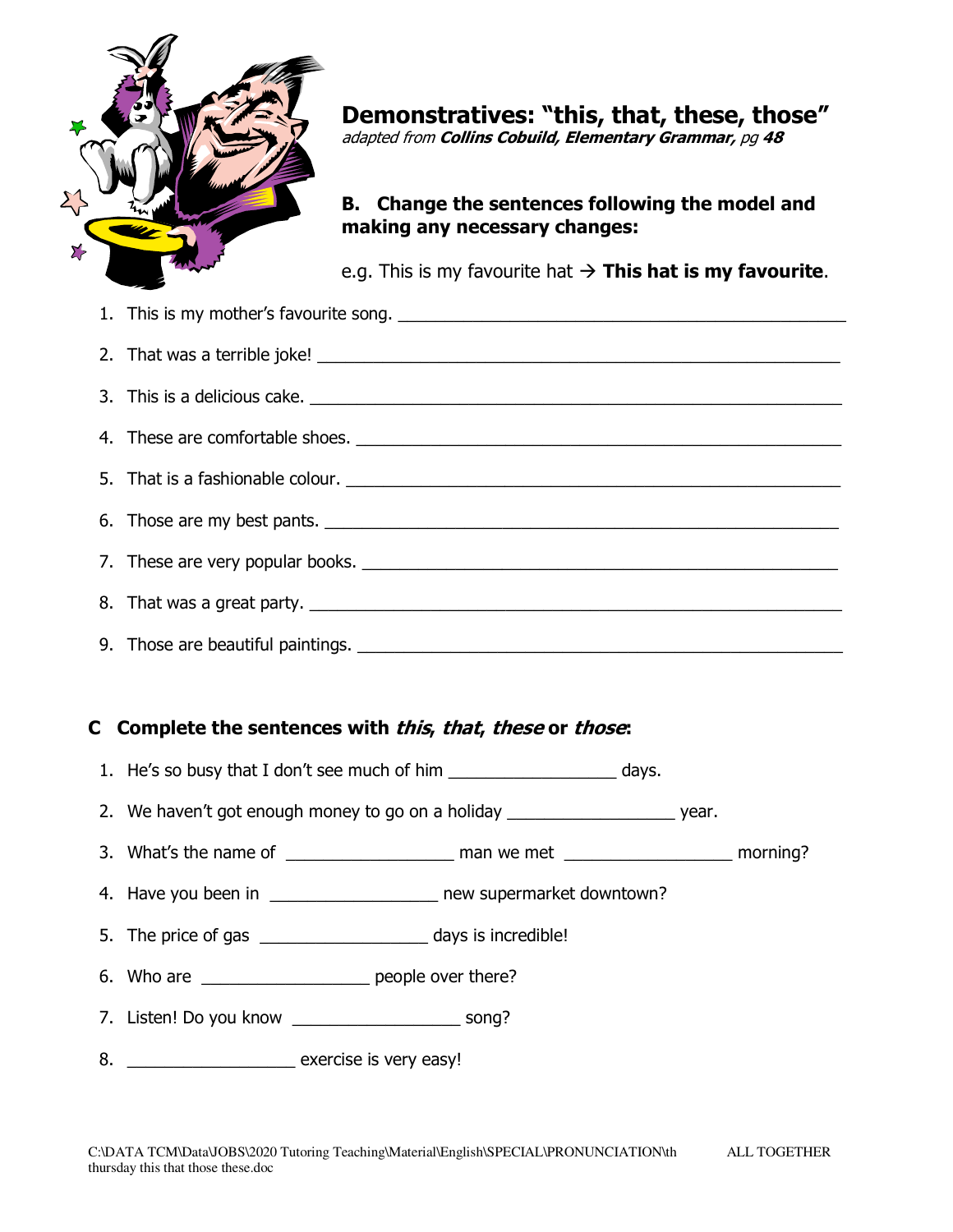# Demonstratives: "this, that, these, those"

*adapted from **Collins Cobuild, Elementary Grammar,** pg **48***

**B. Change the sentences following the model and making any necessary changes:**

e.g. This is my favourite hat → **This hat is my favourite**.

1. This is my mother's favourite song. ______________________________________________
2. That was a terrible joke! ______________________________________________
3. This is a delicious cake. ______________________________________________
4. These are comfortable shoes. ______________________________________________
5. That is a fashionable colour. ______________________________________________
6. Those are my best pants. ______________________________________________
7. These are very popular books. ______________________________________________
8. That was a great party. ______________________________________________
9. Those are beautiful paintings. ______________________________________________

## C Complete the sentences with *this*, *that*, *these* or *those*:

1. He's so busy that I don't see much of him _______________ days.
2. We haven't got enough money to go on a holiday _______________ year.
3. What's the name of _______________ man we met _______________ morning?
4. Have you been in _______________ new supermarket downtown?
5. The price of gas _______________ days is incredible!
6. Who are _______________ people over there?
7. Listen! Do you know _______________ song?
8. _______________ exercise is very easy!